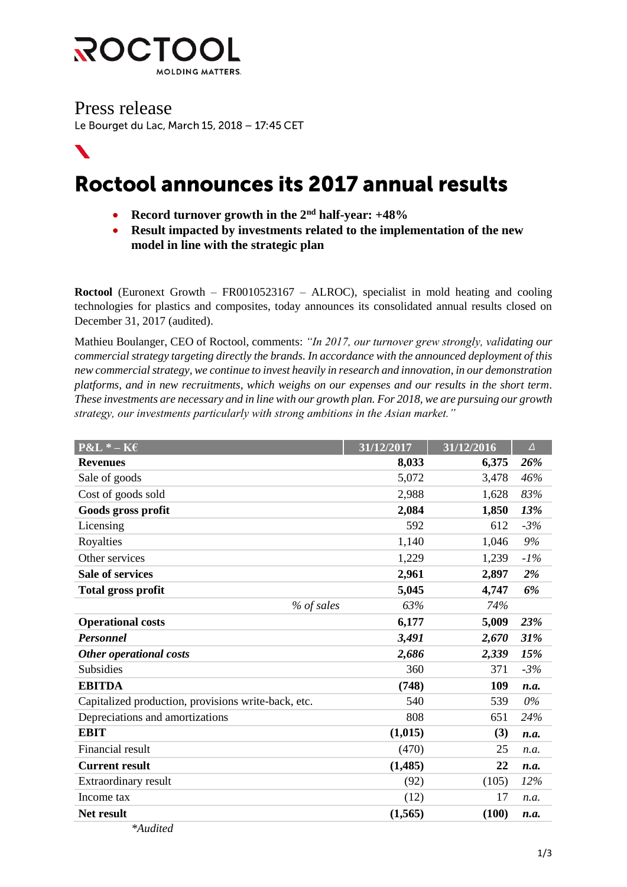ROCTOOL

MOLDING MATTERS.

Press release

Le Bourget du Lac, March 15, 2018 – 17:45 CET

# Roctool announces its 2017 annual results

- **Record turnover growth in the 2nd half-year: +48%**
- **Result impacted by investments related to the implementation of the new model in line with the strategic plan**

**Roctool** (Euronext Growth – FR0010523167 – ALROC), specialist in mold heating and cooling technologies for plastics and composites, today announces its consolidated annual results closed on December 31, 2017 (audited).

Mathieu Boulanger, CEO of Roctool, comments: *"In 2017, our turnover grew strongly, validating our commercial strategy targeting directly the brands. In accordance with the announced deployment of this new commercial strategy, we continue to invest heavily in research and innovation, in our demonstration platforms, and in new recruitments, which weighs on our expenses and our results in the short term. These investments are necessary and in line with our growth plan. For 2018, we are pursuing our growth strategy, our investments particularly with strong ambitions in the Asian market."*

| P&L * – K€ | 31/12/2017 | 31/12/2016 | Δ |
|---|---|---|---|
| **Revenues** | **8,033** | **6,375** | ***26%*** |
| Sale of goods | 5,072 | 3,478 | *46%* |
| Cost of goods sold | 2,988 | 1,628 | *83%* |
| **Goods gross profit** | **2,084** | **1,850** | ***13%*** |
| Licensing | 592 | 612 | *-3%* |
| Royalties | 1,140 | 1,046 | *9%* |
| Other services | 1,229 | 1,239 | *-1%* |
| **Sale of services** | **2,961** | **2,897** | ***2%*** |
| **Total gross profit** | **5,045** | **4,747** | ***6%*** |
| *% of sales* | *63%* | *74%* | |
| **Operational costs** | **6,177** | **5,009** | ***23%*** |
| ***Personnel*** | ***3,491*** | ***2,670*** | ***31%*** |
| ***Other operational costs*** | ***2,686*** | ***2,339*** | ***15%*** |
| Subsidies | 360 | 371 | *-3%* |
| **EBITDA** | **(748)** | **109** | ***n.a.*** |
| Capitalized production, provisions write-back, etc. | 540 | 539 | *0%* |
| Depreciations and amortizations | 808 | 651 | *24%* |
| **EBIT** | **(1,015)** | **(3)** | ***n.a.*** |
| Financial result | (470) | 25 | *n.a.* |
| **Current result** | **(1,485)** | **22** | ***n.a.*** |
| Extraordinary result | (92) | (105) | *12%* |
| Income tax | (12) | 17 | *n.a.* |
| **Net result** | **(1,565)** | **(100)** | ***n.a.*** |

*\*Audited*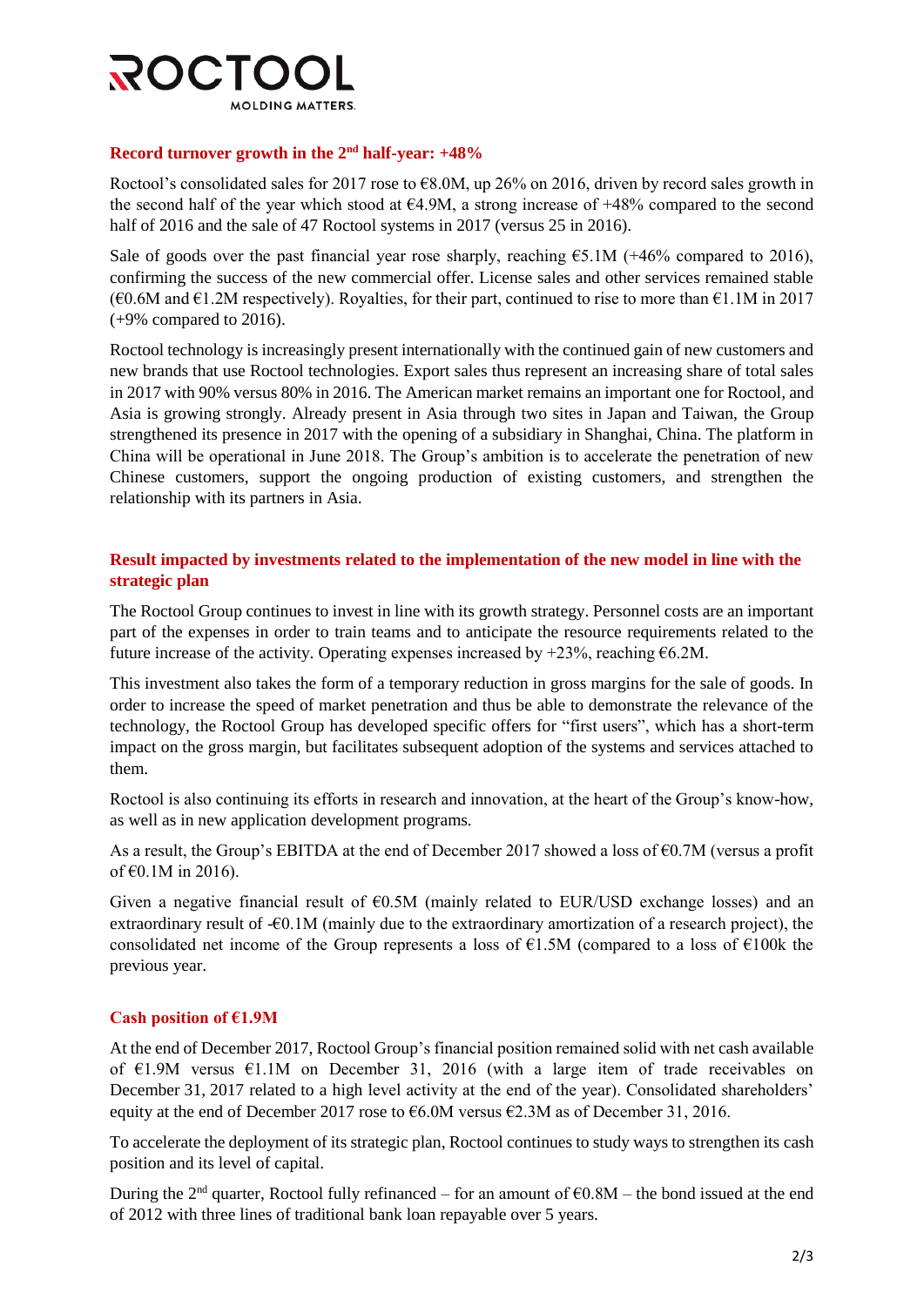### Record turnover growth in the 2nd half-year: +48%

Roctool's consolidated sales for 2017 rose to €8.0M, up 26% on 2016, driven by record sales growth in the second half of the year which stood at €4.9M, a strong increase of +48% compared to the second half of 2016 and the sale of 47 Roctool systems in 2017 (versus 25 in 2016).

Sale of goods over the past financial year rose sharply, reaching €5.1M (+46% compared to 2016), confirming the success of the new commercial offer. License sales and other services remained stable (€0.6M and €1.2M respectively). Royalties, for their part, continued to rise to more than €1.1M in 2017 (+9% compared to 2016).

Roctool technology is increasingly present internationally with the continued gain of new customers and new brands that use Roctool technologies. Export sales thus represent an increasing share of total sales in 2017 with 90% versus 80% in 2016. The American market remains an important one for Roctool, and Asia is growing strongly. Already present in Asia through two sites in Japan and Taiwan, the Group strengthened its presence in 2017 with the opening of a subsidiary in Shanghai, China. The platform in China will be operational in June 2018. The Group's ambition is to accelerate the penetration of new Chinese customers, support the ongoing production of existing customers, and strengthen the relationship with its partners in Asia.

### Result impacted by investments related to the implementation of the new model in line with the strategic plan

The Roctool Group continues to invest in line with its growth strategy. Personnel costs are an important part of the expenses in order to train teams and to anticipate the resource requirements related to the future increase of the activity. Operating expenses increased by +23%, reaching €6.2M.

This investment also takes the form of a temporary reduction in gross margins for the sale of goods. In order to increase the speed of market penetration and thus be able to demonstrate the relevance of the technology, the Roctool Group has developed specific offers for "first users", which has a short-term impact on the gross margin, but facilitates subsequent adoption of the systems and services attached to them.

Roctool is also continuing its efforts in research and innovation, at the heart of the Group's know-how, as well as in new application development programs.

As a result, the Group's EBITDA at the end of December 2017 showed a loss of €0.7M (versus a profit of €0.1M in 2016).

Given a negative financial result of €0.5M (mainly related to EUR/USD exchange losses) and an extraordinary result of -€0.1M (mainly due to the extraordinary amortization of a research project), the consolidated net income of the Group represents a loss of €1.5M (compared to a loss of €100k the previous year.

### Cash position of €1.9M

At the end of December 2017, Roctool Group's financial position remained solid with net cash available of €1.9M versus €1.1M on December 31, 2016 (with a large item of trade receivables on December 31, 2017 related to a high level activity at the end of the year). Consolidated shareholders' equity at the end of December 2017 rose to €6.0M versus €2.3M as of December 31, 2016.

To accelerate the deployment of its strategic plan, Roctool continues to study ways to strengthen its cash position and its level of capital.

During the 2nd quarter, Roctool fully refinanced – for an amount of €0.8M – the bond issued at the end of 2012 with three lines of traditional bank loan repayable over 5 years.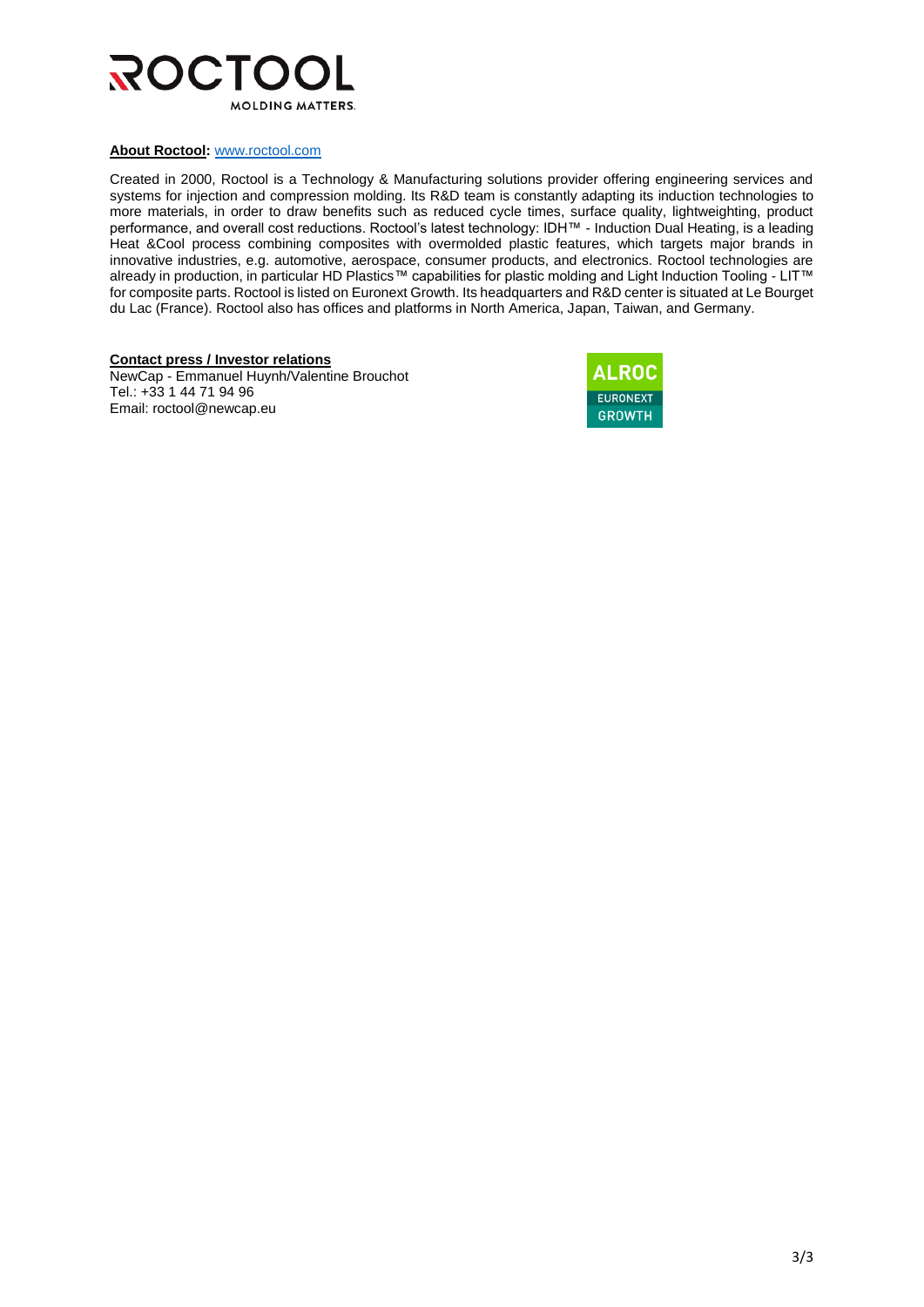**About Roctool:** www.roctool.com

Created in 2000, Roctool is a Technology & Manufacturing solutions provider offering engineering services and systems for injection and compression molding. Its R&D team is constantly adapting its induction technologies to more materials, in order to draw benefits such as reduced cycle times, surface quality, lightweighting, product performance, and overall cost reductions. Roctool's latest technology: IDH™ - Induction Dual Heating, is a leading Heat &Cool process combining composites with overmolded plastic features, which targets major brands in innovative industries, e.g. automotive, aerospace, consumer products, and electronics. Roctool technologies are already in production, in particular HD Plastics™ capabilities for plastic molding and Light Induction Tooling - LIT™ for composite parts. Roctool is listed on Euronext Growth. Its headquarters and R&D center is situated at Le Bourget du Lac (France). Roctool also has offices and platforms in North America, Japan, Taiwan, and Germany.

**Contact press / Investor relations**

NewCap - Emmanuel Huynh/Valentine Brouchot
Tel.: +33 1 44 71 94 96
Email: roctool@newcap.eu

ALROC
EURONEXT
GROWTH